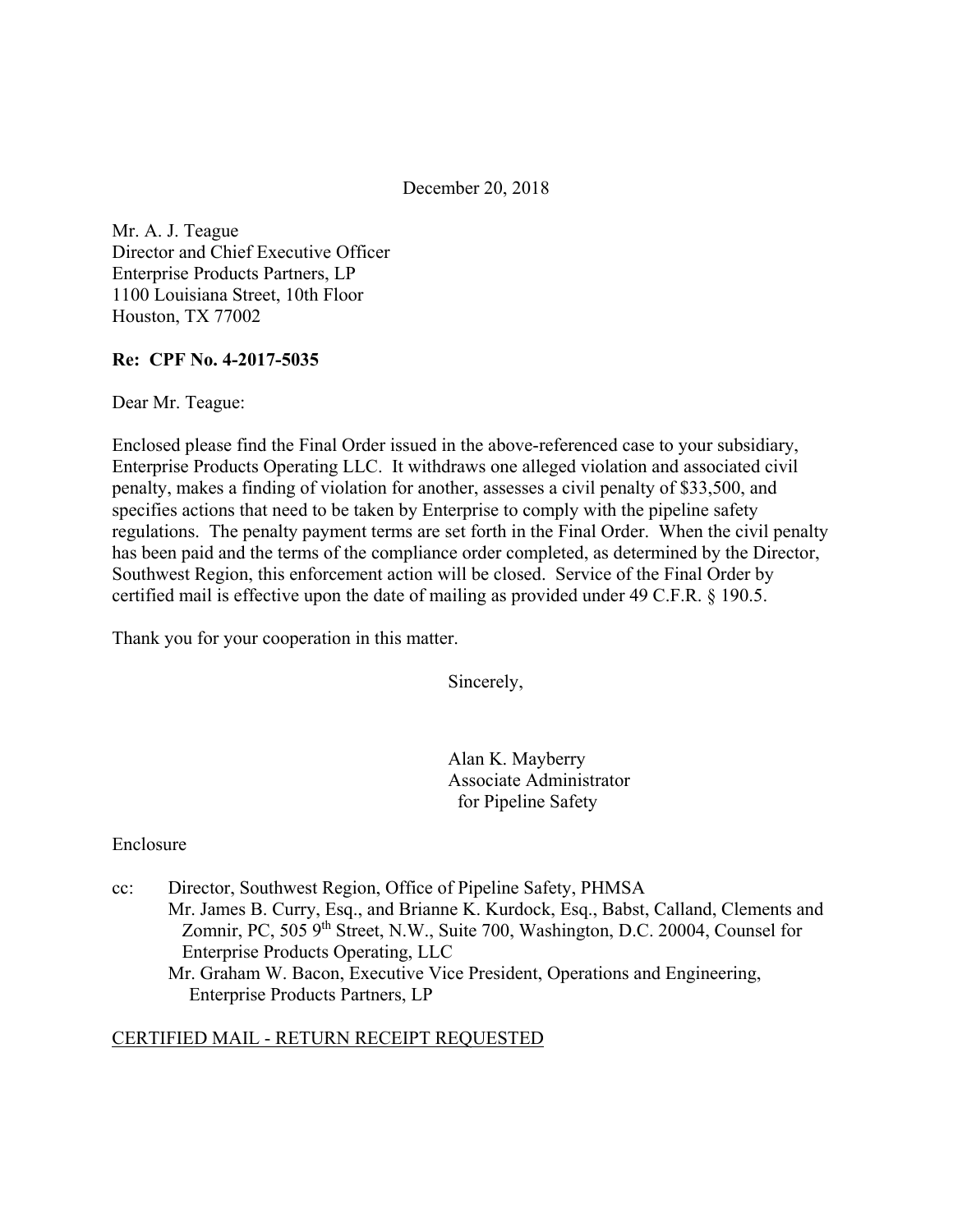December 20, 2018

Mr. A. J. Teague  
Director and Chief Executive Officer  
Enterprise Products Partners, LP  
1100 Louisiana Street, 10th Floor  
Houston, TX 77002

**Re: CPF No. 4-2017-5035**

Dear Mr. Teague:

Enclosed please find the Final Order issued in the above-referenced case to your subsidiary, Enterprise Products Operating LLC. It withdraws one alleged violation and associated civil penalty, makes a finding of violation for another, assesses a civil penalty of $33,500, and specifies actions that need to be taken by Enterprise to comply with the pipeline safety regulations. The penalty payment terms are set forth in the Final Order. When the civil penalty has been paid and the terms of the compliance order completed, as determined by the Director, Southwest Region, this enforcement action will be closed. Service of the Final Order by certified mail is effective upon the date of mailing as provided under 49 C.F.R. § 190.5.

Thank you for your cooperation in this matter.

Sincerely,

Alan K. Mayberry  
Associate Administrator  
for Pipeline Safety

Enclosure

cc: Director, Southwest Region, Office of Pipeline Safety, PHMSA  
Mr. James B. Curry, Esq., and Brianne K. Kurdock, Esq., Babst, Calland, Clements and Zomnir, PC, 505 9th Street, N.W., Suite 700, Washington, D.C. 20004, Counsel for Enterprise Products Operating, LLC  
Mr. Graham W. Bacon, Executive Vice President, Operations and Engineering, Enterprise Products Partners, LP

CERTIFIED MAIL - RETURN RECEIPT REQUESTED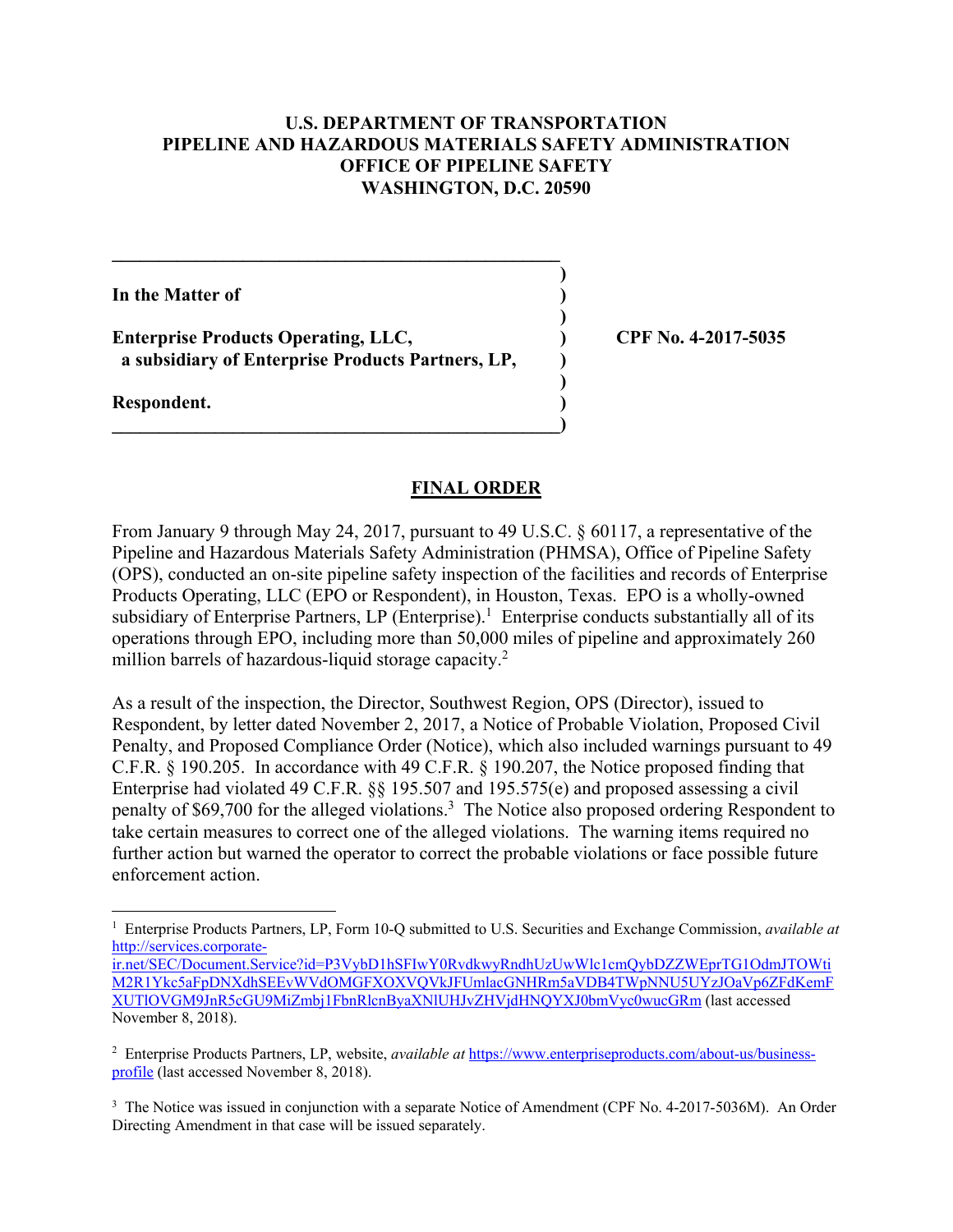**U.S. DEPARTMENT OF TRANSPORTATION**
**PIPELINE AND HAZARDOUS MATERIALS SAFETY ADMINISTRATION**
**OFFICE OF PIPELINE SAFETY**
**WASHINGTON, D.C. 20590**

| | | |
|---|---|---|
| **In the Matter of** | ) | |
| | ) | |
| **Enterprise Products Operating, LLC,** | ) | **CPF No. 4-2017-5035** |
| **a subsidiary of Enterprise Products Partners, LP,** | ) | |
| | ) | |
| **Respondent.** | ) | |

## FINAL ORDER

From January 9 through May 24, 2017, pursuant to 49 U.S.C. § 60117, a representative of the Pipeline and Hazardous Materials Safety Administration (PHMSA), Office of Pipeline Safety (OPS), conducted an on-site pipeline safety inspection of the facilities and records of Enterprise Products Operating, LLC (EPO or Respondent), in Houston, Texas. EPO is a wholly-owned subsidiary of Enterprise Partners, LP (Enterprise).[1] Enterprise conducts substantially all of its operations through EPO, including more than 50,000 miles of pipeline and approximately 260 million barrels of hazardous-liquid storage capacity.[2]

As a result of the inspection, the Director, Southwest Region, OPS (Director), issued to Respondent, by letter dated November 2, 2017, a Notice of Probable Violation, Proposed Civil Penalty, and Proposed Compliance Order (Notice), which also included warnings pursuant to 49 C.F.R. § 190.205. In accordance with 49 C.F.R. § 190.207, the Notice proposed finding that Enterprise had violated 49 C.F.R. §§ 195.507 and 195.575(e) and proposed assessing a civil penalty of $69,700 for the alleged violations.[3] The Notice also proposed ordering Respondent to take certain measures to correct one of the alleged violations. The warning items required no further action but warned the operator to correct the probable violations or face possible future enforcement action.

---

[1] Enterprise Products Partners, LP, Form 10-Q submitted to U.S. Securities and Exchange Commission, *available at* http://services.corporate-ir.net/SEC/Document.Service?id=P3VybD1hSFIwY0RvdkwyRndhUzUwWlc1cmQybDZZWEprTG1OdmJTOWtiM2R1Ykc5aFpDNXdhSEEvWVdOMGFXOXVQVkJFUmlacGNHRm5aVDB4TWpNNU5UYzJOaVp6ZFdKemFXUTlOVGM9JnR5cGU9MiZmbj1FbnRlcnByaXNlUHJvZHVjdHNQYXJ0bmVyc0wucGRm (last accessed November 8, 2018).

[2] Enterprise Products Partners, LP, website, *available at* https://www.enterpriseproducts.com/about-us/business-profile (last accessed November 8, 2018).

[3] The Notice was issued in conjunction with a separate Notice of Amendment (CPF No. 4-2017-5036M). An Order Directing Amendment in that case will be issued separately.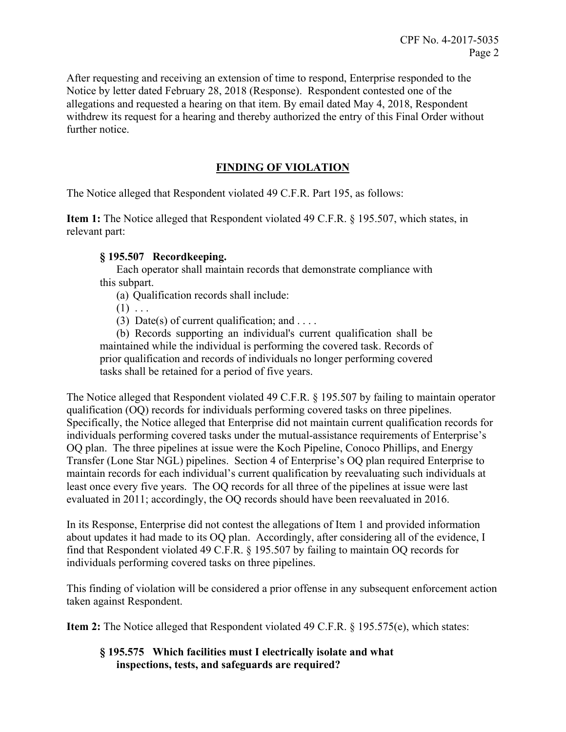After requesting and receiving an extension of time to respond, Enterprise responded to the Notice by letter dated February 28, 2018 (Response). Respondent contested one of the allegations and requested a hearing on that item. By email dated May 4, 2018, Respondent withdrew its request for a hearing and thereby authorized the entry of this Final Order without further notice.

## FINDING OF VIOLATION

The Notice alleged that Respondent violated 49 C.F.R. Part 195, as follows:

**Item 1:** The Notice alleged that Respondent violated 49 C.F.R. § 195.507, which states, in relevant part:

> **§ 195.507 Recordkeeping.**
>
> Each operator shall maintain records that demonstrate compliance with this subpart.
>
> (a) Qualification records shall include:
>
> (1) . . .
>
> (3) Date(s) of current qualification; and . . . .
>
> (b) Records supporting an individual's current qualification shall be maintained while the individual is performing the covered task. Records of prior qualification and records of individuals no longer performing covered tasks shall be retained for a period of five years.

The Notice alleged that Respondent violated 49 C.F.R. § 195.507 by failing to maintain operator qualification (OQ) records for individuals performing covered tasks on three pipelines. Specifically, the Notice alleged that Enterprise did not maintain current qualification records for individuals performing covered tasks under the mutual-assistance requirements of Enterprise's OQ plan. The three pipelines at issue were the Koch Pipeline, Conoco Phillips, and Energy Transfer (Lone Star NGL) pipelines. Section 4 of Enterprise's OQ plan required Enterprise to maintain records for each individual's current qualification by reevaluating such individuals at least once every five years. The OQ records for all three of the pipelines at issue were last evaluated in 2011; accordingly, the OQ records should have been reevaluated in 2016.

In its Response, Enterprise did not contest the allegations of Item 1 and provided information about updates it had made to its OQ plan. Accordingly, after considering all of the evidence, I find that Respondent violated 49 C.F.R. § 195.507 by failing to maintain OQ records for individuals performing covered tasks on three pipelines.

This finding of violation will be considered a prior offense in any subsequent enforcement action taken against Respondent.

**Item 2:** The Notice alleged that Respondent violated 49 C.F.R. § 195.575(e), which states:

> **§ 195.575 Which facilities must I electrically isolate and what inspections, tests, and safeguards are required?**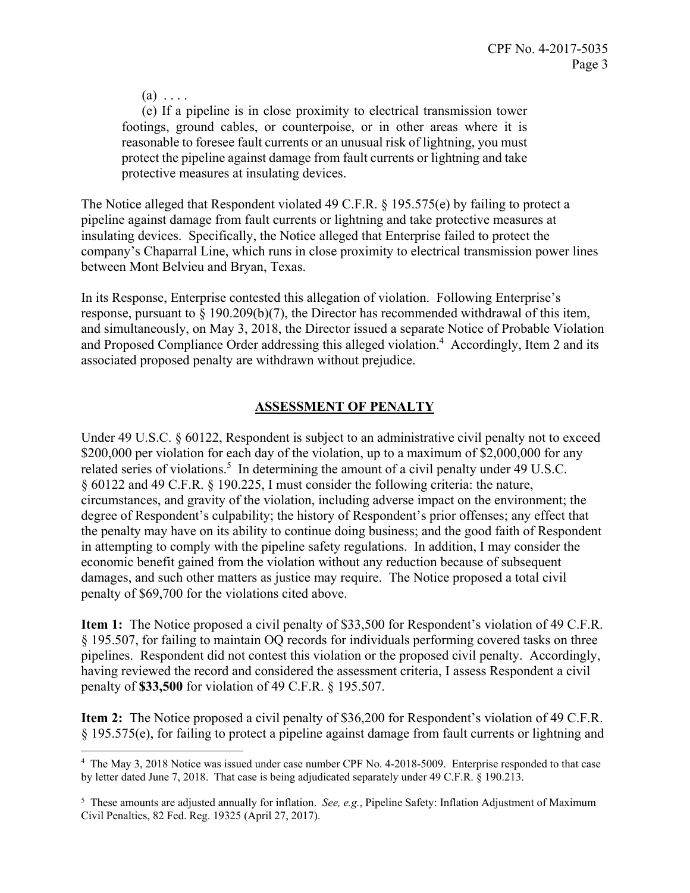> (a) . . . .
>
> (e) If a pipeline is in close proximity to electrical transmission tower footings, ground cables, or counterpoise, or in other areas where it is reasonable to foresee fault currents or an unusual risk of lightning, you must protect the pipeline against damage from fault currents or lightning and take protective measures at insulating devices.

The Notice alleged that Respondent violated 49 C.F.R. § 195.575(e) by failing to protect a pipeline against damage from fault currents or lightning and take protective measures at insulating devices. Specifically, the Notice alleged that Enterprise failed to protect the company's Chaparral Line, which runs in close proximity to electrical transmission power lines between Mont Belvieu and Bryan, Texas.

In its Response, Enterprise contested this allegation of violation. Following Enterprise's response, pursuant to § 190.209(b)(7), the Director has recommended withdrawal of this item, and simultaneously, on May 3, 2018, the Director issued a separate Notice of Probable Violation and Proposed Compliance Order addressing this alleged violation.[4] Accordingly, Item 2 and its associated proposed penalty are withdrawn without prejudice.

## ASSESSMENT OF PENALTY

Under 49 U.S.C. § 60122, Respondent is subject to an administrative civil penalty not to exceed \$200,000 per violation for each day of the violation, up to a maximum of \$2,000,000 for any related series of violations.[5] In determining the amount of a civil penalty under 49 U.S.C. § 60122 and 49 C.F.R. § 190.225, I must consider the following criteria: the nature, circumstances, and gravity of the violation, including adverse impact on the environment; the degree of Respondent's culpability; the history of Respondent's prior offenses; any effect that the penalty may have on its ability to continue doing business; and the good faith of Respondent in attempting to comply with the pipeline safety regulations. In addition, I may consider the economic benefit gained from the violation without any reduction because of subsequent damages, and such other matters as justice may require. The Notice proposed a total civil penalty of \$69,700 for the violations cited above.

**Item 1:** The Notice proposed a civil penalty of \$33,500 for Respondent's violation of 49 C.F.R. § 195.507, for failing to maintain OQ records for individuals performing covered tasks on three pipelines. Respondent did not contest this violation or the proposed civil penalty. Accordingly, having reviewed the record and considered the assessment criteria, I assess Respondent a civil penalty of **\$33,500** for violation of 49 C.F.R. § 195.507.

**Item 2:** The Notice proposed a civil penalty of \$36,200 for Respondent's violation of 49 C.F.R. § 195.575(e), for failing to protect a pipeline against damage from fault currents or lightning and

---

[4] The May 3, 2018 Notice was issued under case number CPF No. 4-2018-5009. Enterprise responded to that case by letter dated June 7, 2018. That case is being adjudicated separately under 49 C.F.R. § 190.213.

[5] These amounts are adjusted annually for inflation. *See, e.g.*, Pipeline Safety: Inflation Adjustment of Maximum Civil Penalties, 82 Fed. Reg. 19325 (April 27, 2017).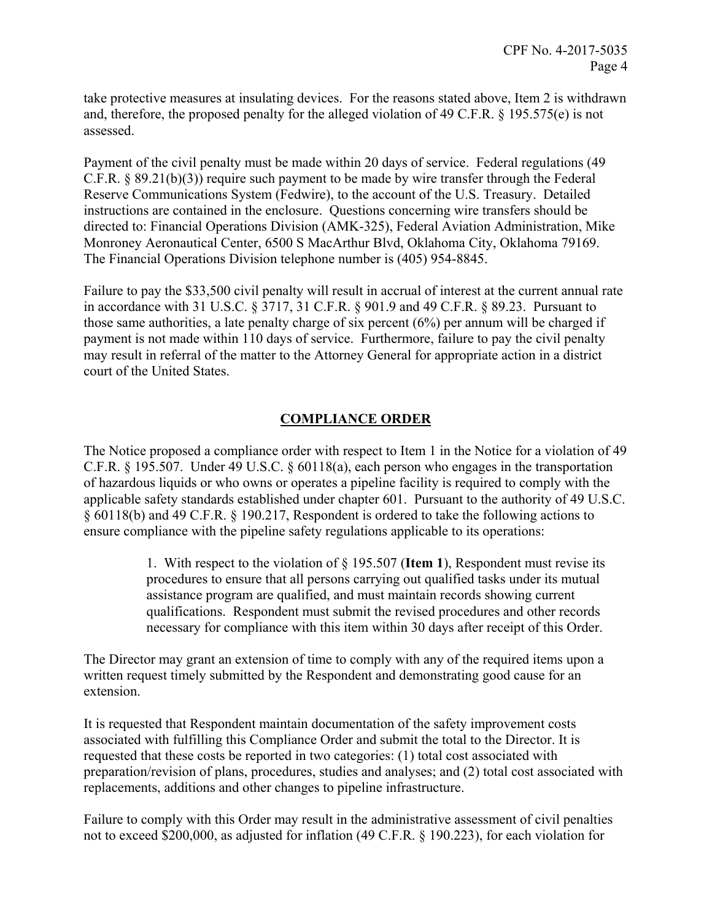take protective measures at insulating devices. For the reasons stated above, Item 2 is withdrawn and, therefore, the proposed penalty for the alleged violation of 49 C.F.R. § 195.575(e) is not assessed.

Payment of the civil penalty must be made within 20 days of service. Federal regulations (49 C.F.R. § 89.21(b)(3)) require such payment to be made by wire transfer through the Federal Reserve Communications System (Fedwire), to the account of the U.S. Treasury. Detailed instructions are contained in the enclosure. Questions concerning wire transfers should be directed to: Financial Operations Division (AMK-325), Federal Aviation Administration, Mike Monroney Aeronautical Center, 6500 S MacArthur Blvd, Oklahoma City, Oklahoma 79169. The Financial Operations Division telephone number is (405) 954-8845.

Failure to pay the $33,500 civil penalty will result in accrual of interest at the current annual rate in accordance with 31 U.S.C. § 3717, 31 C.F.R. § 901.9 and 49 C.F.R. § 89.23. Pursuant to those same authorities, a late penalty charge of six percent (6%) per annum will be charged if payment is not made within 110 days of service. Furthermore, failure to pay the civil penalty may result in referral of the matter to the Attorney General for appropriate action in a district court of the United States.

## COMPLIANCE ORDER

The Notice proposed a compliance order with respect to Item 1 in the Notice for a violation of 49 C.F.R. § 195.507. Under 49 U.S.C. § 60118(a), each person who engages in the transportation of hazardous liquids or who owns or operates a pipeline facility is required to comply with the applicable safety standards established under chapter 601. Pursuant to the authority of 49 U.S.C. § 60118(b) and 49 C.F.R. § 190.217, Respondent is ordered to take the following actions to ensure compliance with the pipeline safety regulations applicable to its operations:

> 1. With respect to the violation of § 195.507 (**Item 1**), Respondent must revise its procedures to ensure that all persons carrying out qualified tasks under its mutual assistance program are qualified, and must maintain records showing current qualifications. Respondent must submit the revised procedures and other records necessary for compliance with this item within 30 days after receipt of this Order.

The Director may grant an extension of time to comply with any of the required items upon a written request timely submitted by the Respondent and demonstrating good cause for an extension.

It is requested that Respondent maintain documentation of the safety improvement costs associated with fulfilling this Compliance Order and submit the total to the Director. It is requested that these costs be reported in two categories: (1) total cost associated with preparation/revision of plans, procedures, studies and analyses; and (2) total cost associated with replacements, additions and other changes to pipeline infrastructure.

Failure to comply with this Order may result in the administrative assessment of civil penalties not to exceed $200,000, as adjusted for inflation (49 C.F.R. § 190.223), for each violation for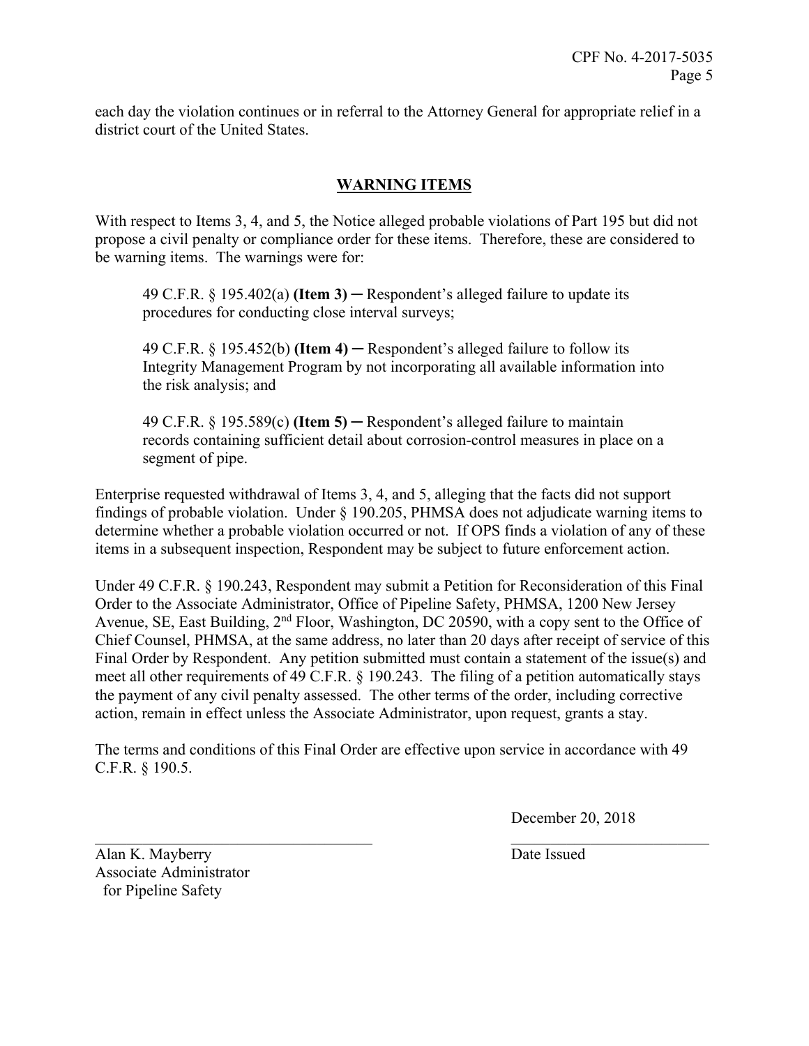each day the violation continues or in referral to the Attorney General for appropriate relief in a district court of the United States.

## WARNING ITEMS

With respect to Items 3, 4, and 5, the Notice alleged probable violations of Part 195 but did not propose a civil penalty or compliance order for these items. Therefore, these are considered to be warning items. The warnings were for:

> 49 C.F.R. § 195.402(a) **(Item 3)** ─ Respondent's alleged failure to update its procedures for conducting close interval surveys;
>
> 49 C.F.R. § 195.452(b) **(Item 4)** ─ Respondent's alleged failure to follow its Integrity Management Program by not incorporating all available information into the risk analysis; and
>
> 49 C.F.R. § 195.589(c) **(Item 5)** ─ Respondent's alleged failure to maintain records containing sufficient detail about corrosion-control measures in place on a segment of pipe.

Enterprise requested withdrawal of Items 3, 4, and 5, alleging that the facts did not support findings of probable violation. Under § 190.205, PHMSA does not adjudicate warning items to determine whether a probable violation occurred or not. If OPS finds a violation of any of these items in a subsequent inspection, Respondent may be subject to future enforcement action.

Under 49 C.F.R. § 190.243, Respondent may submit a Petition for Reconsideration of this Final Order to the Associate Administrator, Office of Pipeline Safety, PHMSA, 1200 New Jersey Avenue, SE, East Building, 2nd Floor, Washington, DC 20590, with a copy sent to the Office of Chief Counsel, PHMSA, at the same address, no later than 20 days after receipt of service of this Final Order by Respondent. Any petition submitted must contain a statement of the issue(s) and meet all other requirements of 49 C.F.R. § 190.243. The filing of a petition automatically stays the payment of any civil penalty assessed. The other terms of the order, including corrective action, remain in effect unless the Associate Administrator, upon request, grants a stay.

The terms and conditions of this Final Order are effective upon service in accordance with 49 C.F.R. § 190.5.

December 20, 2018

\_\_\_\_\_\_\_\_\_\_\_\_\_\_\_\_\_\_\_\_\_\_\_\_\_\_\_\_\_\_\_\_\_\_  
Alan K. Mayberry  
Associate Administrator  
for Pipeline Safety

\_\_\_\_\_\_\_\_\_\_\_\_\_\_\_\_\_\_\_\_\_\_\_\_\_\_\_\_  
Date Issued